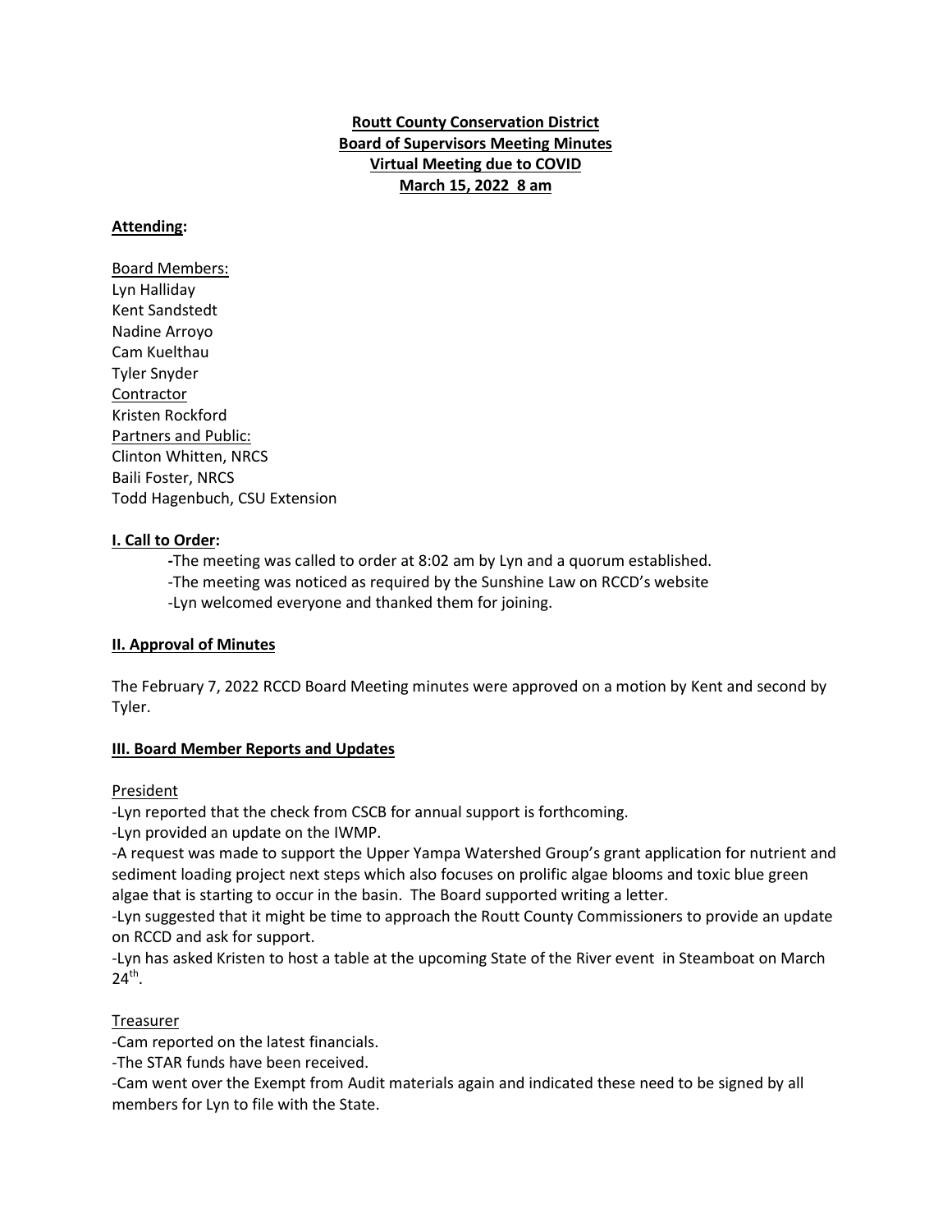**Routt County Conservation District**
**Board of Supervisors Meeting Minutes**
**Virtual Meeting due to COVID**
**March 15, 2022 8 am**

**Attending:**

Board Members:
Lyn Halliday
Kent Sandstedt
Nadine Arroyo
Cam Kuelthau
Tyler Snyder
Contractor
Kristen Rockford
Partners and Public:
Clinton Whitten, NRCS
Baili Foster, NRCS
Todd Hagenbuch, CSU Extension

## I. Call to Order:

-The meeting was called to order at 8:02 am by Lyn and a quorum established.
-The meeting was noticed as required by the Sunshine Law on RCCD's website
-Lyn welcomed everyone and thanked them for joining.

## II. Approval of Minutes

The February 7, 2022 RCCD Board Meeting minutes were approved on a motion by Kent and second by Tyler.

## III. Board Member Reports and Updates

President

-Lyn reported that the check from CSCB for annual support is forthcoming.
-Lyn provided an update on the IWMP.
-A request was made to support the Upper Yampa Watershed Group's grant application for nutrient and sediment loading project next steps which also focuses on prolific algae blooms and toxic blue green algae that is starting to occur in the basin. The Board supported writing a letter.
-Lyn suggested that it might be time to approach the Routt County Commissioners to provide an update on RCCD and ask for support.
-Lyn has asked Kristen to host a table at the upcoming State of the River event in Steamboat on March 24th.

Treasurer

-Cam reported on the latest financials.
-The STAR funds have been received.
-Cam went over the Exempt from Audit materials again and indicated these need to be signed by all members for Lyn to file with the State.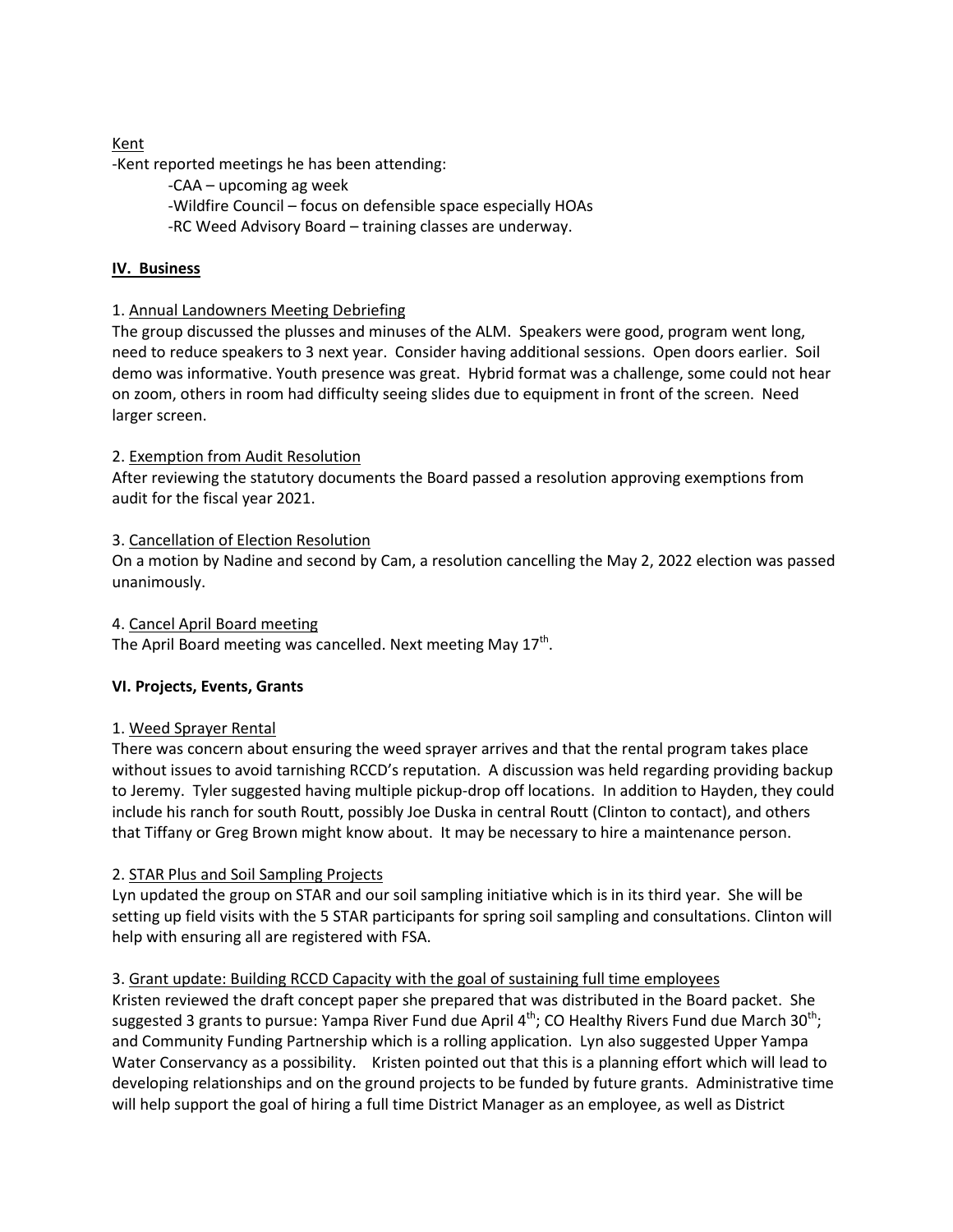Kent

-Kent reported meetings he has been attending:

- -CAA – upcoming ag week
- -Wildfire Council – focus on defensible space especially HOAs
- -RC Weed Advisory Board – training classes are underway.

**IV. Business**

1. Annual Landowners Meeting Debriefing

The group discussed the plusses and minuses of the ALM. Speakers were good, program went long, need to reduce speakers to 3 next year. Consider having additional sessions. Open doors earlier. Soil demo was informative. Youth presence was great. Hybrid format was a challenge, some could not hear on zoom, others in room had difficulty seeing slides due to equipment in front of the screen. Need larger screen.

2. Exemption from Audit Resolution

After reviewing the statutory documents the Board passed a resolution approving exemptions from audit for the fiscal year 2021.

3. Cancellation of Election Resolution

On a motion by Nadine and second by Cam, a resolution cancelling the May 2, 2022 election was passed unanimously.

4. Cancel April Board meeting

The April Board meeting was cancelled. Next meeting May 17th.

**VI. Projects, Events, Grants**

1. Weed Sprayer Rental

There was concern about ensuring the weed sprayer arrives and that the rental program takes place without issues to avoid tarnishing RCCD's reputation. A discussion was held regarding providing backup to Jeremy. Tyler suggested having multiple pickup-drop off locations. In addition to Hayden, they could include his ranch for south Routt, possibly Joe Duska in central Routt (Clinton to contact), and others that Tiffany or Greg Brown might know about. It may be necessary to hire a maintenance person.

2. STAR Plus and Soil Sampling Projects

Lyn updated the group on STAR and our soil sampling initiative which is in its third year. She will be setting up field visits with the 5 STAR participants for spring soil sampling and consultations. Clinton will help with ensuring all are registered with FSA.

3. Grant update: Building RCCD Capacity with the goal of sustaining full time employees

Kristen reviewed the draft concept paper she prepared that was distributed in the Board packet. She suggested 3 grants to pursue: Yampa River Fund due April 4th; CO Healthy Rivers Fund due March 30th; and Community Funding Partnership which is a rolling application. Lyn also suggested Upper Yampa Water Conservancy as a possibility. Kristen pointed out that this is a planning effort which will lead to developing relationships and on the ground projects to be funded by future grants. Administrative time will help support the goal of hiring a full time District Manager as an employee, as well as District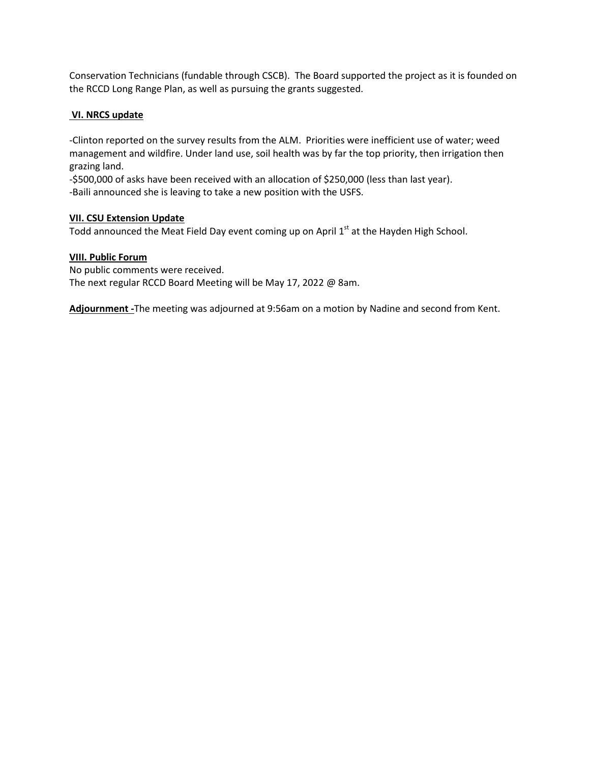Conservation Technicians (fundable through CSCB). The Board supported the project as it is founded on the RCCD Long Range Plan, as well as pursuing the grants suggested.

**VI. NRCS update**

-Clinton reported on the survey results from the ALM. Priorities were inefficient use of water; weed management and wildfire. Under land use, soil health was by far the top priority, then irrigation then grazing land.
-$500,000 of asks have been received with an allocation of $250,000 (less than last year).
-Baili announced she is leaving to take a new position with the USFS.

**VII. CSU Extension Update**

Todd announced the Meat Field Day event coming up on April 1st at the Hayden High School.

**VIII. Public Forum**

No public comments were received.
The next regular RCCD Board Meeting will be May 17, 2022 @ 8am.

**Adjournment -**The meeting was adjourned at 9:56am on a motion by Nadine and second from Kent.